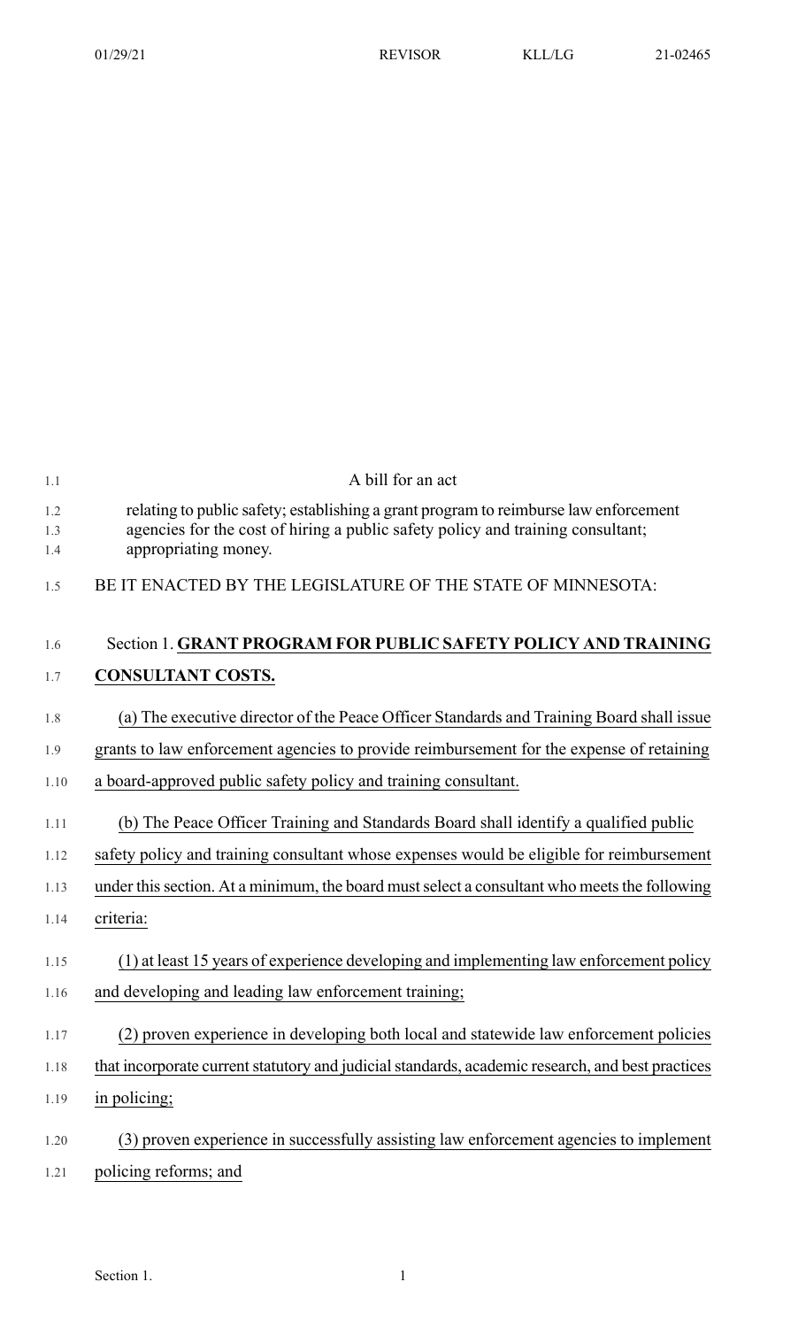A bill for an act

relating to public safety; establishing a grant program to reimburse law enforcement agencies for the cost of hiring a public safety policy and training consultant; appropriating money.

BE IT ENACTED BY THE LEGISLATURE OF THE STATE OF MINNESOTA:

Section 1. **GRANT PROGRAM FOR PUBLIC SAFETY POLICY AND TRAINING CONSULTANT COSTS.**

(a) The executive director of the Peace Officer Standards and Training Board shall issue grants to law enforcement agencies to provide reimbursement for the expense of retaining a board-approved public safety policy and training consultant.

(b) The Peace Officer Training and Standards Board shall identify a qualified public safety policy and training consultant whose expenses would be eligible for reimbursement under this section. At a minimum, the board must select a consultant who meets the following criteria:

(1) at least 15 years of experience developing and implementing law enforcement policy and developing and leading law enforcement training;

(2) proven experience in developing both local and statewide law enforcement policies that incorporate current statutory and judicial standards, academic research, and best practices in policing;

(3) proven experience in successfully assisting law enforcement agencies to implement policing reforms; and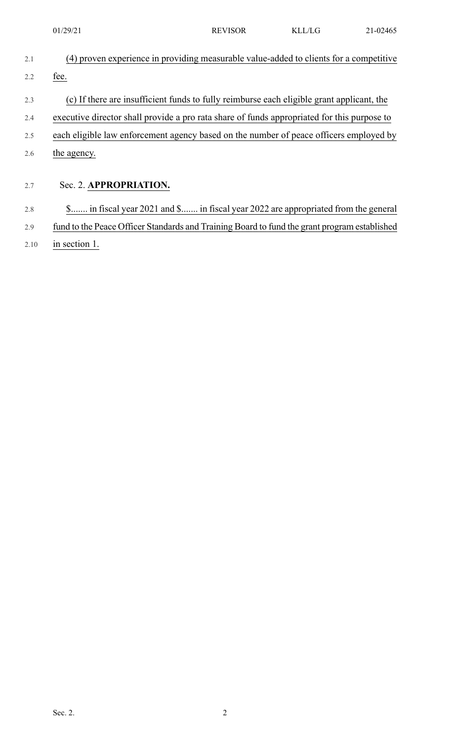(4) proven experience in providing measurable value-added to clients for a competitive fee.

(c) If there are insufficient funds to fully reimburse each eligible grant applicant, the executive director shall provide a pro rata share of funds appropriated for this purpose to each eligible law enforcement agency based on the number of peace officers employed by the agency.

Sec. 2. **APPROPRIATION.**

$....... in fiscal year 2021 and $....... in fiscal year 2022 are appropriated from the general fund to the Peace Officer Standards and Training Board to fund the grant program established in section 1.